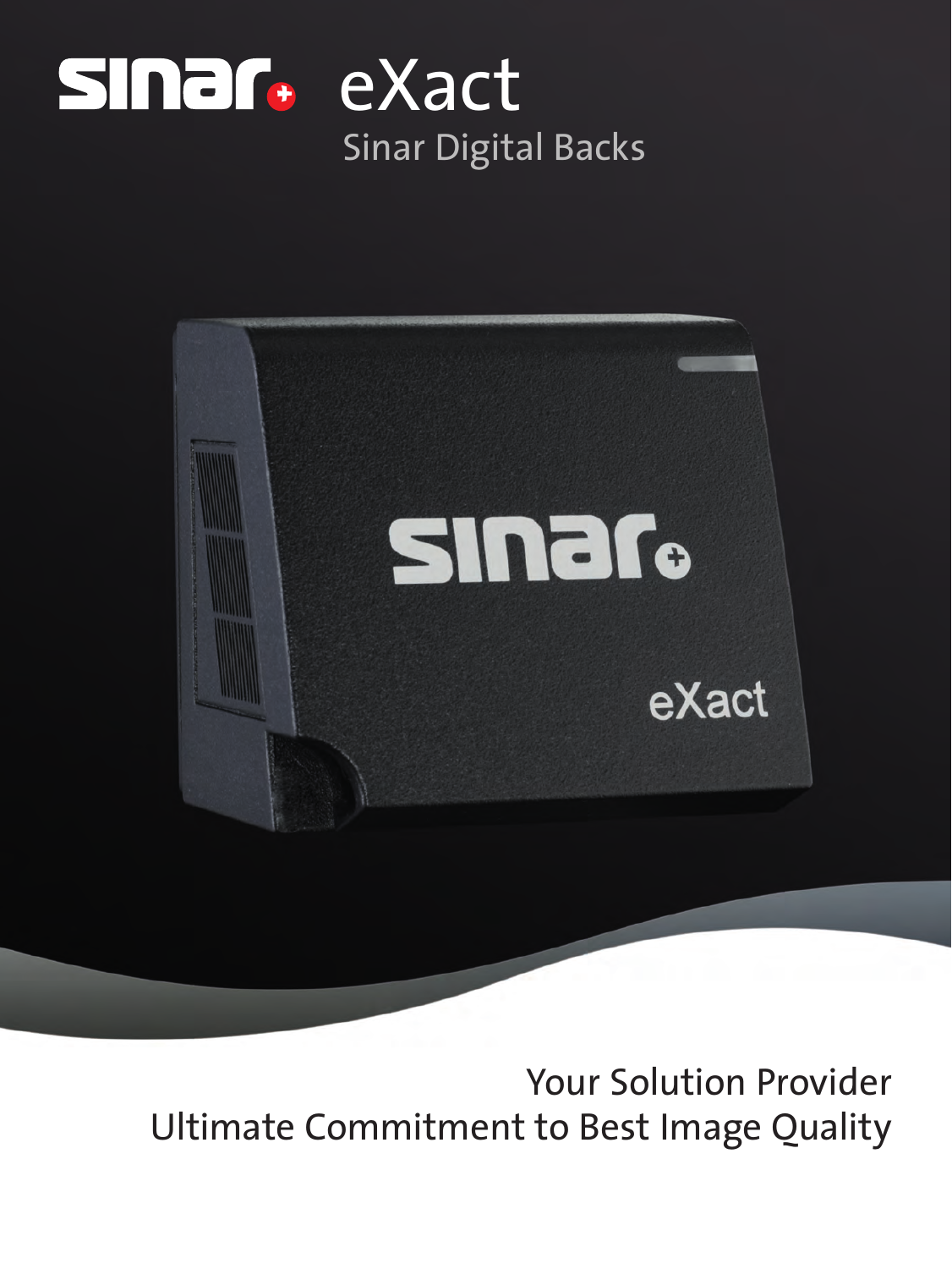# sinar eXact

## Sinar Digital Backs

Your Solution Provider
Ultimate Commitment to Best Image Quality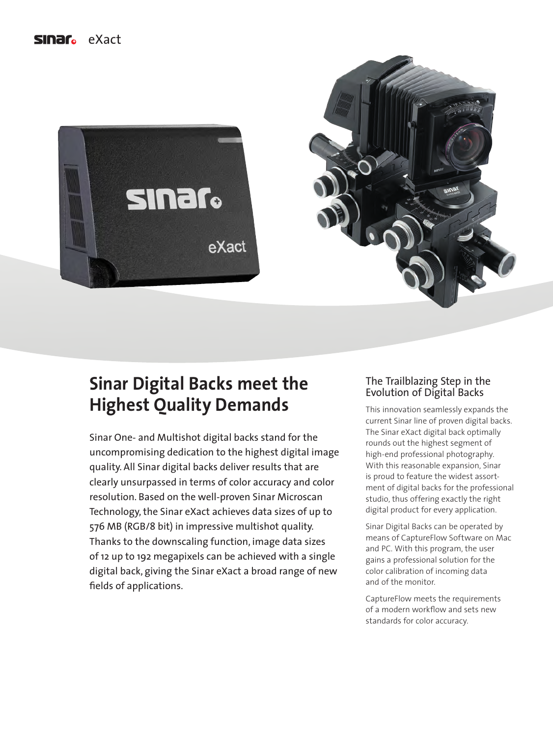# Sinar Digital Backs meet the Highest Quality Demands

Sinar One- and Multishot digital backs stand for the uncompromising dedication to the highest digital image quality. All Sinar digital backs deliver results that are clearly unsurpassed in terms of color accuracy and color resolution. Based on the well-proven Sinar Microscan Technology, the Sinar eXact achieves data sizes of up to 576 MB (RGB/8 bit) in impressive multishot quality. Thanks to the downscaling function, image data sizes of 12 up to 192 megapixels can be achieved with a single digital back, giving the Sinar eXact a broad range of new fields of applications.

## The Trailblazing Step in the Evolution of Digital Backs

This innovation seamlessly expands the current Sinar line of proven digital backs. The Sinar eXact digital back optimally rounds out the highest segment of high-end professional photography. With this reasonable expansion, Sinar is proud to feature the widest assortment of digital backs for the professional studio, thus offering exactly the right digital product for every application.

Sinar Digital Backs can be operated by means of CaptureFlow Software on Mac and PC. With this program, the user gains a professional solution for the color calibration of incoming data and of the monitor.

CaptureFlow meets the requirements of a modern workflow and sets new standards for color accuracy.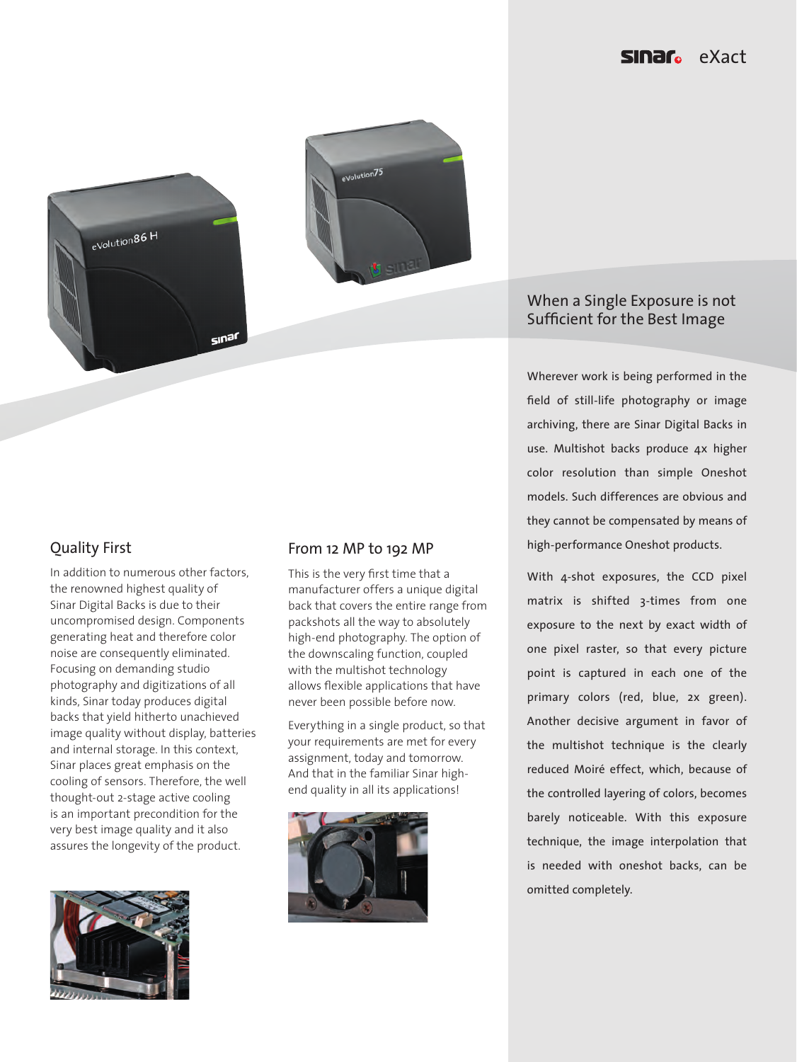## When a Single Exposure is not Sufficient for the Best Image

Wherever work is being performed in the field of still-life photography or image archiving, there are Sinar Digital Backs in use. Multishot backs produce 4x higher color resolution than simple Oneshot models. Such differences are obvious and they cannot be compensated by means of high-performance Oneshot products.

With 4-shot exposures, the CCD pixel matrix is shifted 3-times from one exposure to the next by exact width of one pixel raster, so that every picture point is captured in each one of the primary colors (red, blue, 2x green). Another decisive argument in favor of the multishot technique is the clearly reduced Moiré effect, which, because of the controlled layering of colors, becomes barely noticeable. With this exposure technique, the image interpolation that is needed with oneshot backs, can be omitted completely.

## Quality First

In addition to numerous other factors, the renowned highest quality of Sinar Digital Backs is due to their uncompromised design. Components generating heat and therefore color noise are consequently eliminated. Focusing on demanding studio photography and digitizations of all kinds, Sinar today produces digital backs that yield hitherto unachieved image quality without display, batteries and internal storage. In this context, Sinar places great emphasis on the cooling of sensors. Therefore, the well thought-out 2-stage active cooling is an important precondition for the very best image quality and it also assures the longevity of the product.

## From 12 MP to 192 MP

This is the very first time that a manufacturer offers a unique digital back that covers the entire range from packshots all the way to absolutely high-end photography. The option of the downscaling function, coupled with the multishot technology allows flexible applications that have never been possible before now.

Everything in a single product, so that your requirements are met for every assignment, today and tomorrow. And that in the familiar Sinar high-end quality in all its applications!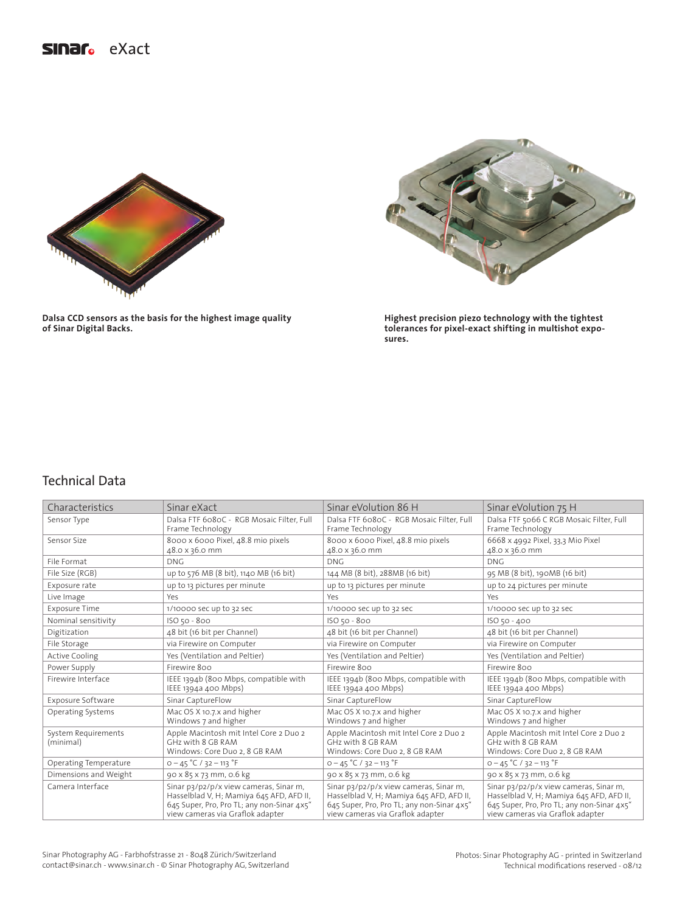# sinar eXact

Dalsa CCD sensors as the basis for the highest image quality of Sinar Digital Backs.

Highest precision piezo technology with the tightest tolerances for pixel-exact shifting in multishot exposures.

## Technical Data

| Characteristics | Sinar eXact | Sinar eVolution 86 H | Sinar eVolution 75 H |
|---|---|---|---|
| Sensor Type | Dalsa FTF 6080C - RGB Mosaic Filter, Full Frame Technology | Dalsa FTF 6080C - RGB Mosaic Filter, Full Frame Technology | Dalsa FTF 5066 C RGB Mosaic Filter, Full Frame Technology |
| Sensor Size | 8000 x 6000 Pixel, 48.8 mio pixels 48.0 x 36.0 mm | 8000 x 6000 Pixel, 48.8 mio pixels 48.0 x 36.0 mm | 6668 x 4992 Pixel, 33,3 Mio Pixel 48.0 x 36.0 mm |
| File Format | DNG | DNG | DNG |
| File Size (RGB) | up to 576 MB (8 bit), 1140 MB (16 bit) | 144 MB (8 bit), 288MB (16 bit) | 95 MB (8 bit), 190MB (16 bit) |
| Exposure rate | up to 13 pictures per minute | up to 13 pictures per minute | up to 24 pictures per minute |
| Live Image | Yes | Yes | Yes |
| Exposure Time | 1/10000 sec up to 32 sec | 1/10000 sec up to 32 sec | 1/10000 sec up to 32 sec |
| Nominal sensitivity | ISO 50 - 800 | ISO 50 - 800 | ISO 50 - 400 |
| Digitization | 48 bit (16 bit per Channel) | 48 bit (16 bit per Channel) | 48 bit (16 bit per Channel) |
| File Storage | via Firewire on Computer | via Firewire on Computer | via Firewire on Computer |
| Active Cooling | Yes (Ventilation and Peltier) | Yes (Ventilation and Peltier) | Yes (Ventilation and Peltier) |
| Power Supply | Firewire 800 | Firewire 800 | Firewire 800 |
| Firewire Interface | IEEE 1394b (800 Mbps, compatible with IEEE 1394a 400 Mbps) | IEEE 1394b (800 Mbps, compatible with IEEE 1394a 400 Mbps) | IEEE 1394b (800 Mbps, compatible with IEEE 1394a 400 Mbps) |
| Exposure Software | Sinar CaptureFlow | Sinar CaptureFlow | Sinar CaptureFlow |
| Operating Systems | Mac OS X 10.7.x and higher Windows 7 and higher | Mac OS X 10.7.x and higher Windows 7 and higher | Mac OS X 10.7.x and higher Windows 7 and higher |
| System Requirements (minimal) | Apple Macintosh mit Intel Core 2 Duo 2 GHz with 8 GB RAM Windows: Core Duo 2, 8 GB RAM | Apple Macintosh mit Intel Core 2 Duo 2 GHz with 8 GB RAM Windows: Core Duo 2, 8 GB RAM | Apple Macintosh mit Intel Core 2 Duo 2 GHz with 8 GB RAM Windows: Core Duo 2, 8 GB RAM |
| Operating Temperature | 0 – 45 °C / 32 – 113 °F | 0 – 45 °C / 32 – 113 °F | 0 – 45 °C / 32 – 113 °F |
| Dimensions and Weight | 90 x 85 x 73 mm, 0.6 kg | 90 x 85 x 73 mm, 0.6 kg | 90 x 85 x 73 mm, 0.6 kg |
| Camera Interface | Sinar p3/p2/p/x view cameras, Sinar m, Hasselblad V, H; Mamiya 645 AFD, AFD II, 645 Super, Pro, Pro TL; any non-Sinar 4x5" view cameras via Graflok adapter | Sinar p3/p2/p/x view cameras, Sinar m, Hasselblad V, H; Mamiya 645 AFD, AFD II, 645 Super, Pro, Pro TL; any non-Sinar 4x5" view cameras via Graflok adapter | Sinar p3/p2/p/x view cameras, Sinar m, Hasselblad V, H; Mamiya 645 AFD, AFD II, 645 Super, Pro, Pro TL; any non-Sinar 4x5" view cameras via Graflok adapter |

Sinar Photography AG - Farbhofstrasse 21 - 8048 Zürich/Switzerland
contact@sinar.ch - www.sinar.ch - © Sinar Photography AG, Switzerland

Photos: Sinar Photography AG - printed in Switzerland
Technical modifications reserved - 08/12